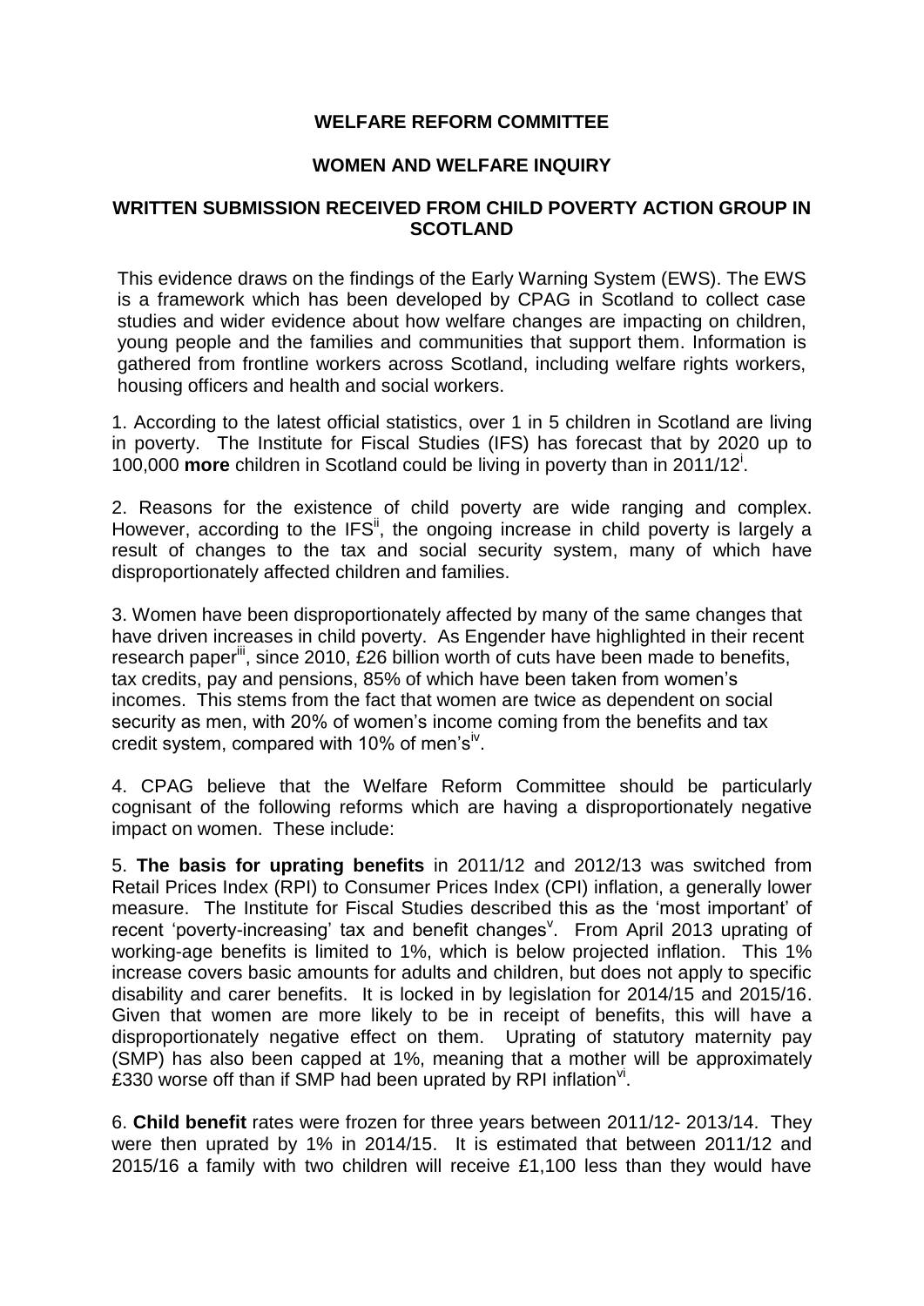**WELFARE REFORM COMMITTEE**

**WOMEN AND WELFARE INQUIRY**

**WRITTEN SUBMISSION RECEIVED FROM CHILD POVERTY ACTION GROUP IN SCOTLAND**

This evidence draws on the findings of the Early Warning System (EWS). The EWS is a framework which has been developed by CPAG in Scotland to collect case studies and wider evidence about how welfare changes are impacting on children, young people and the families and communities that support them. Information is gathered from frontline workers across Scotland, including welfare rights workers, housing officers and health and social workers.

1. According to the latest official statistics, over 1 in 5 children in Scotland are living in poverty. The Institute for Fiscal Studies (IFS) has forecast that by 2020 up to 100,000 **more** children in Scotland could be living in poverty than in 2011/12[i].

2. Reasons for the existence of child poverty are wide ranging and complex. However, according to the IFS[ii], the ongoing increase in child poverty is largely a result of changes to the tax and social security system, many of which have disproportionately affected children and families.

3. Women have been disproportionately affected by many of the same changes that have driven increases in child poverty. As Engender have highlighted in their recent research paper[iii], since 2010, £26 billion worth of cuts have been made to benefits, tax credits, pay and pensions, 85% of which have been taken from women's incomes. This stems from the fact that women are twice as dependent on social security as men, with 20% of women's income coming from the benefits and tax credit system, compared with 10% of men's[iv].

4. CPAG believe that the Welfare Reform Committee should be particularly cognisant of the following reforms which are having a disproportionately negative impact on women. These include:

5. **The basis for uprating benefits** in 2011/12 and 2012/13 was switched from Retail Prices Index (RPI) to Consumer Prices Index (CPI) inflation, a generally lower measure. The Institute for Fiscal Studies described this as the 'most important' of recent 'poverty-increasing' tax and benefit changes[v]. From April 2013 uprating of working-age benefits is limited to 1%, which is below projected inflation. This 1% increase covers basic amounts for adults and children, but does not apply to specific disability and carer benefits. It is locked in by legislation for 2014/15 and 2015/16. Given that women are more likely to be in receipt of benefits, this will have a disproportionately negative effect on them. Uprating of statutory maternity pay (SMP) has also been capped at 1%, meaning that a mother will be approximately £330 worse off than if SMP had been uprated by RPI inflation[vi].

6. **Child benefit** rates were frozen for three years between 2011/12- 2013/14. They were then uprated by 1% in 2014/15. It is estimated that between 2011/12 and 2015/16 a family with two children will receive £1,100 less than they would have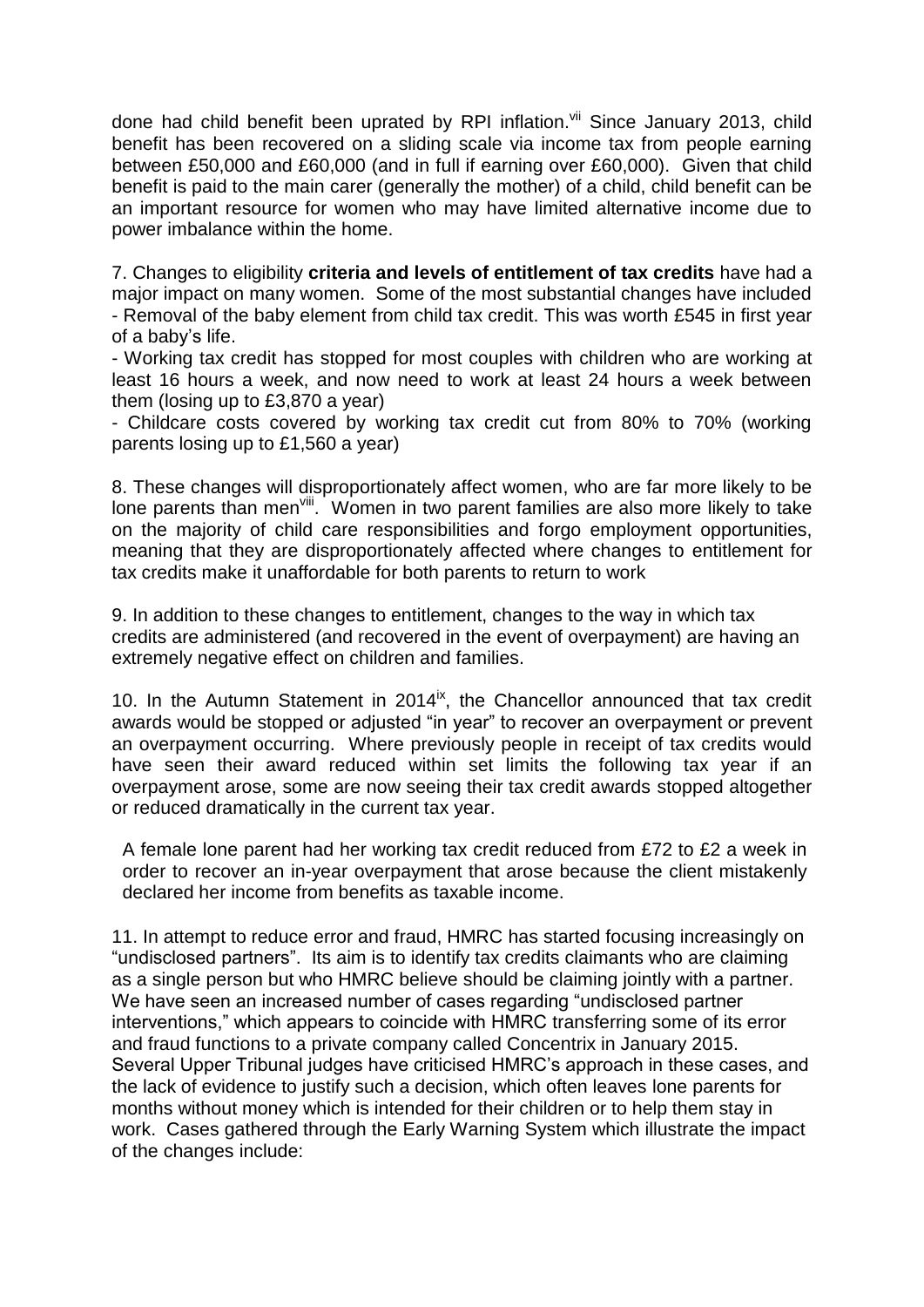done had child benefit been uprated by RPI inflation.[vii] Since January 2013, child benefit has been recovered on a sliding scale via income tax from people earning between £50,000 and £60,000 (and in full if earning over £60,000). Given that child benefit is paid to the main carer (generally the mother) of a child, child benefit can be an important resource for women who may have limited alternative income due to power imbalance within the home.

7. Changes to eligibility **criteria and levels of entitlement of tax credits** have had a major impact on many women. Some of the most substantial changes have included
- Removal of the baby element from child tax credit. This was worth £545 in first year of a baby's life.
- Working tax credit has stopped for most couples with children who are working at least 16 hours a week, and now need to work at least 24 hours a week between them (losing up to £3,870 a year)
- Childcare costs covered by working tax credit cut from 80% to 70% (working parents losing up to £1,560 a year)

8. These changes will disproportionately affect women, who are far more likely to be lone parents than men[viii]. Women in two parent families are also more likely to take on the majority of child care responsibilities and forgo employment opportunities, meaning that they are disproportionately affected where changes to entitlement for tax credits make it unaffordable for both parents to return to work

9. In addition to these changes to entitlement, changes to the way in which tax credits are administered (and recovered in the event of overpayment) are having an extremely negative effect on children and families.

10. In the Autumn Statement in 2014[ix], the Chancellor announced that tax credit awards would be stopped or adjusted "in year" to recover an overpayment or prevent an overpayment occurring. Where previously people in receipt of tax credits would have seen their award reduced within set limits the following tax year if an overpayment arose, some are now seeing their tax credit awards stopped altogether or reduced dramatically in the current tax year.

> A female lone parent had her working tax credit reduced from £72 to £2 a week in order to recover an in-year overpayment that arose because the client mistakenly declared her income from benefits as taxable income.

11. In attempt to reduce error and fraud, HMRC has started focusing increasingly on "undisclosed partners". Its aim is to identify tax credits claimants who are claiming as a single person but who HMRC believe should be claiming jointly with a partner. We have seen an increased number of cases regarding "undisclosed partner interventions," which appears to coincide with HMRC transferring some of its error and fraud functions to a private company called Concentrix in January 2015. Several Upper Tribunal judges have criticised HMRC's approach in these cases, and the lack of evidence to justify such a decision, which often leaves lone parents for months without money which is intended for their children or to help them stay in work. Cases gathered through the Early Warning System which illustrate the impact of the changes include: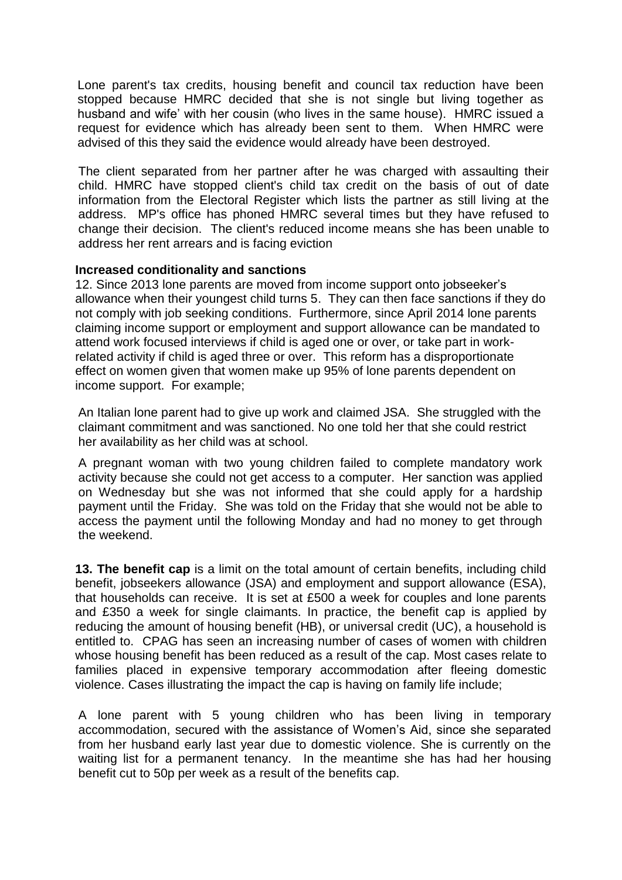Lone parent's tax credits, housing benefit and council tax reduction have been stopped because HMRC decided that she is not single but living together as husband and wife' with her cousin (who lives in the same house). HMRC issued a request for evidence which has already been sent to them. When HMRC were advised of this they said the evidence would already have been destroyed.

The client separated from her partner after he was charged with assaulting their child. HMRC have stopped client's child tax credit on the basis of out of date information from the Electoral Register which lists the partner as still living at the address. MP's office has phoned HMRC several times but they have refused to change their decision. The client's reduced income means she has been unable to address her rent arrears and is facing eviction

**Increased conditionality and sanctions**

12. Since 2013 lone parents are moved from income support onto jobseeker's allowance when their youngest child turns 5. They can then face sanctions if they do not comply with job seeking conditions. Furthermore, since April 2014 lone parents claiming income support or employment and support allowance can be mandated to attend work focused interviews if child is aged one or over, or take part in work-related activity if child is aged three or over. This reform has a disproportionate effect on women given that women make up 95% of lone parents dependent on income support. For example;

An Italian lone parent had to give up work and claimed JSA. She struggled with the claimant commitment and was sanctioned. No one told her that she could restrict her availability as her child was at school.

A pregnant woman with two young children failed to complete mandatory work activity because she could not get access to a computer. Her sanction was applied on Wednesday but she was not informed that she could apply for a hardship payment until the Friday. She was told on the Friday that she would not be able to access the payment until the following Monday and had no money to get through the weekend.

**13. The benefit cap** is a limit on the total amount of certain benefits, including child benefit, jobseekers allowance (JSA) and employment and support allowance (ESA), that households can receive. It is set at £500 a week for couples and lone parents and £350 a week for single claimants. In practice, the benefit cap is applied by reducing the amount of housing benefit (HB), or universal credit (UC), a household is entitled to. CPAG has seen an increasing number of cases of women with children whose housing benefit has been reduced as a result of the cap. Most cases relate to families placed in expensive temporary accommodation after fleeing domestic violence. Cases illustrating the impact the cap is having on family life include;

A lone parent with 5 young children who has been living in temporary accommodation, secured with the assistance of Women's Aid, since she separated from her husband early last year due to domestic violence. She is currently on the waiting list for a permanent tenancy. In the meantime she has had her housing benefit cut to 50p per week as a result of the benefits cap.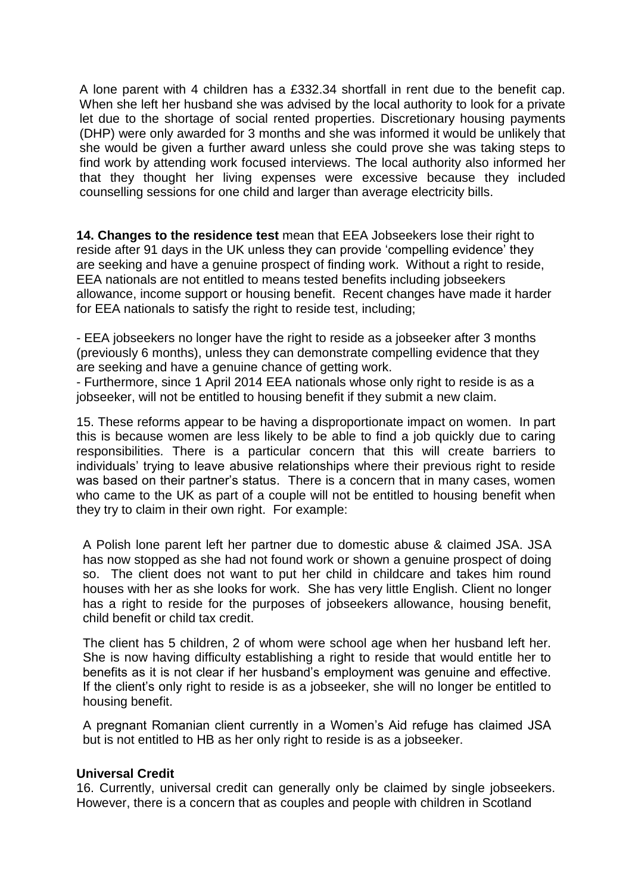A lone parent with 4 children has a £332.34 shortfall in rent due to the benefit cap. When she left her husband she was advised by the local authority to look for a private let due to the shortage of social rented properties. Discretionary housing payments (DHP) were only awarded for 3 months and she was informed it would be unlikely that she would be given a further award unless she could prove she was taking steps to find work by attending work focused interviews. The local authority also informed her that they thought her living expenses were excessive because they included counselling sessions for one child and larger than average electricity bills.

**14. Changes to the residence test** mean that EEA Jobseekers lose their right to reside after 91 days in the UK unless they can provide 'compelling evidence' they are seeking and have a genuine prospect of finding work. Without a right to reside, EEA nationals are not entitled to means tested benefits including jobseekers allowance, income support or housing benefit. Recent changes have made it harder for EEA nationals to satisfy the right to reside test, including;

- EEA jobseekers no longer have the right to reside as a jobseeker after 3 months (previously 6 months), unless they can demonstrate compelling evidence that they are seeking and have a genuine chance of getting work.
- Furthermore, since 1 April 2014 EEA nationals whose only right to reside is as a jobseeker, will not be entitled to housing benefit if they submit a new claim.

15. These reforms appear to be having a disproportionate impact on women. In part this is because women are less likely to be able to find a job quickly due to caring responsibilities. There is a particular concern that this will create barriers to individuals' trying to leave abusive relationships where their previous right to reside was based on their partner's status. There is a concern that in many cases, women who came to the UK as part of a couple will not be entitled to housing benefit when they try to claim in their own right. For example:

A Polish lone parent left her partner due to domestic abuse & claimed JSA. JSA has now stopped as she had not found work or shown a genuine prospect of doing so. The client does not want to put her child in childcare and takes him round houses with her as she looks for work. She has very little English. Client no longer has a right to reside for the purposes of jobseekers allowance, housing benefit, child benefit or child tax credit.

The client has 5 children, 2 of whom were school age when her husband left her. She is now having difficulty establishing a right to reside that would entitle her to benefits as it is not clear if her husband's employment was genuine and effective. If the client's only right to reside is as a jobseeker, she will no longer be entitled to housing benefit.

A pregnant Romanian client currently in a Women's Aid refuge has claimed JSA but is not entitled to HB as her only right to reside is as a jobseeker.

**Universal Credit**

16. Currently, universal credit can generally only be claimed by single jobseekers. However, there is a concern that as couples and people with children in Scotland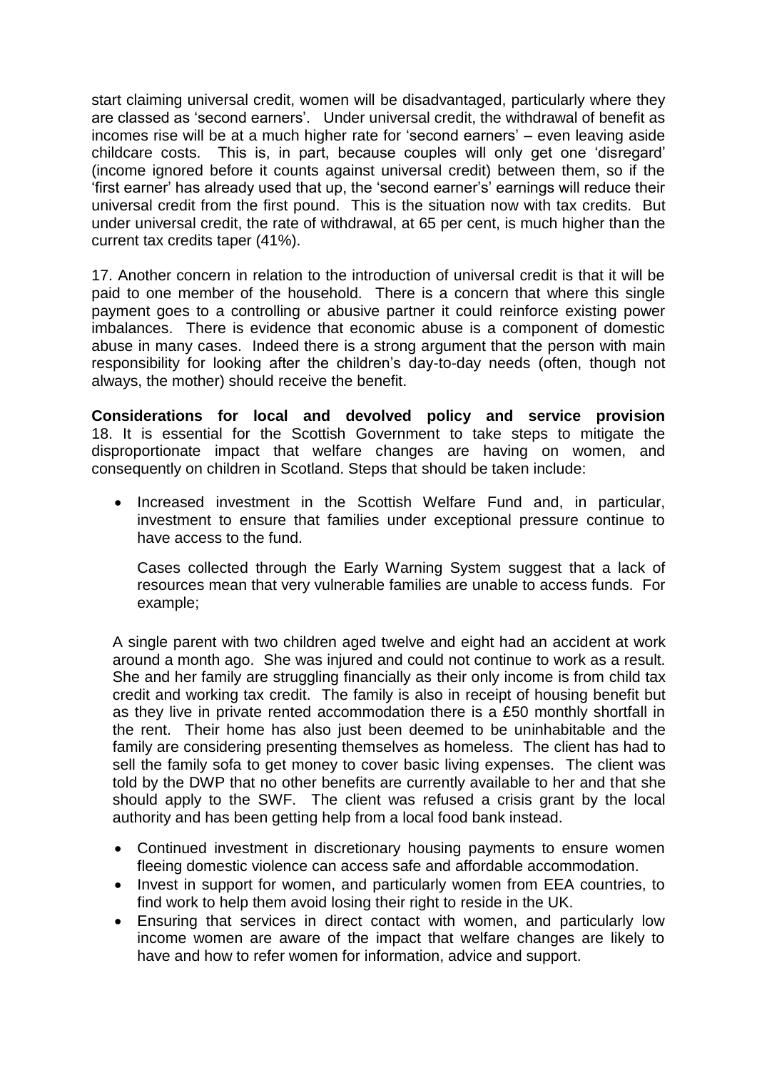start claiming universal credit, women will be disadvantaged, particularly where they are classed as 'second earners'. Under universal credit, the withdrawal of benefit as incomes rise will be at a much higher rate for 'second earners' – even leaving aside childcare costs. This is, in part, because couples will only get one 'disregard' (income ignored before it counts against universal credit) between them, so if the 'first earner' has already used that up, the 'second earner's' earnings will reduce their universal credit from the first pound. This is the situation now with tax credits. But under universal credit, the rate of withdrawal, at 65 per cent, is much higher than the current tax credits taper (41%).

17. Another concern in relation to the introduction of universal credit is that it will be paid to one member of the household. There is a concern that where this single payment goes to a controlling or abusive partner it could reinforce existing power imbalances. There is evidence that economic abuse is a component of domestic abuse in many cases. Indeed there is a strong argument that the person with main responsibility for looking after the children's day-to-day needs (often, though not always, the mother) should receive the benefit.

**Considerations for local and devolved policy and service provision**

18. It is essential for the Scottish Government to take steps to mitigate the disproportionate impact that welfare changes are having on women, and consequently on children in Scotland. Steps that should be taken include:

- Increased investment in the Scottish Welfare Fund and, in particular, investment to ensure that families under exceptional pressure continue to have access to the fund.

  Cases collected through the Early Warning System suggest that a lack of resources mean that very vulnerable families are unable to access funds. For example;

A single parent with two children aged twelve and eight had an accident at work around a month ago. She was injured and could not continue to work as a result. She and her family are struggling financially as their only income is from child tax credit and working tax credit. The family is also in receipt of housing benefit but as they live in private rented accommodation there is a £50 monthly shortfall in the rent. Their home has also just been deemed to be uninhabitable and the family are considering presenting themselves as homeless. The client has had to sell the family sofa to get money to cover basic living expenses. The client was told by the DWP that no other benefits are currently available to her and that she should apply to the SWF. The client was refused a crisis grant by the local authority and has been getting help from a local food bank instead.

- Continued investment in discretionary housing payments to ensure women fleeing domestic violence can access safe and affordable accommodation.
- Invest in support for women, and particularly women from EEA countries, to find work to help them avoid losing their right to reside in the UK.
- Ensuring that services in direct contact with women, and particularly low income women are aware of the impact that welfare changes are likely to have and how to refer women for information, advice and support.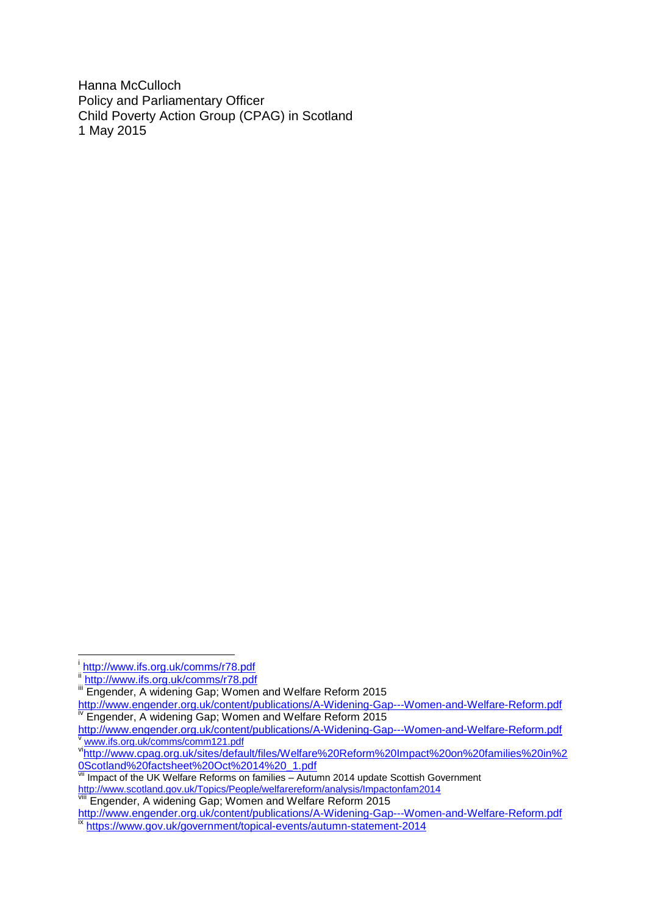Hanna McCulloch
Policy and Parliamentary Officer
Child Poverty Action Group (CPAG) in Scotland
1 May 2015

---

[i] http://www.ifs.org.uk/comms/r78.pdf

[ii] http://www.ifs.org.uk/comms/r78.pdf

[iii] Engender, A widening Gap; Women and Welfare Reform 2015
http://www.engender.org.uk/content/publications/A-Widening-Gap---Women-and-Welfare-Reform.pdf

[iv] Engender, A widening Gap; Women and Welfare Reform 2015
http://www.engender.org.uk/content/publications/A-Widening-Gap---Women-and-Welfare-Reform.pdf

[v] www.ifs.org.uk/comms/comm121.pdf

[vi] http://www.cpag.org.uk/sites/default/files/Welfare%20Reform%20Impact%20on%20families%20in%20Scotland%20factsheet%20Oct%2014%20_1.pdf

[vii] Impact of the UK Welfare Reforms on families – Autumn 2014 update Scottish Government
http://www.scotland.gov.uk/Topics/People/welfarereform/analysis/Impactonfam2014

[viii] Engender, A widening Gap; Women and Welfare Reform 2015
http://www.engender.org.uk/content/publications/A-Widening-Gap---Women-and-Welfare-Reform.pdf

[ix] https://www.gov.uk/government/topical-events/autumn-statement-2014